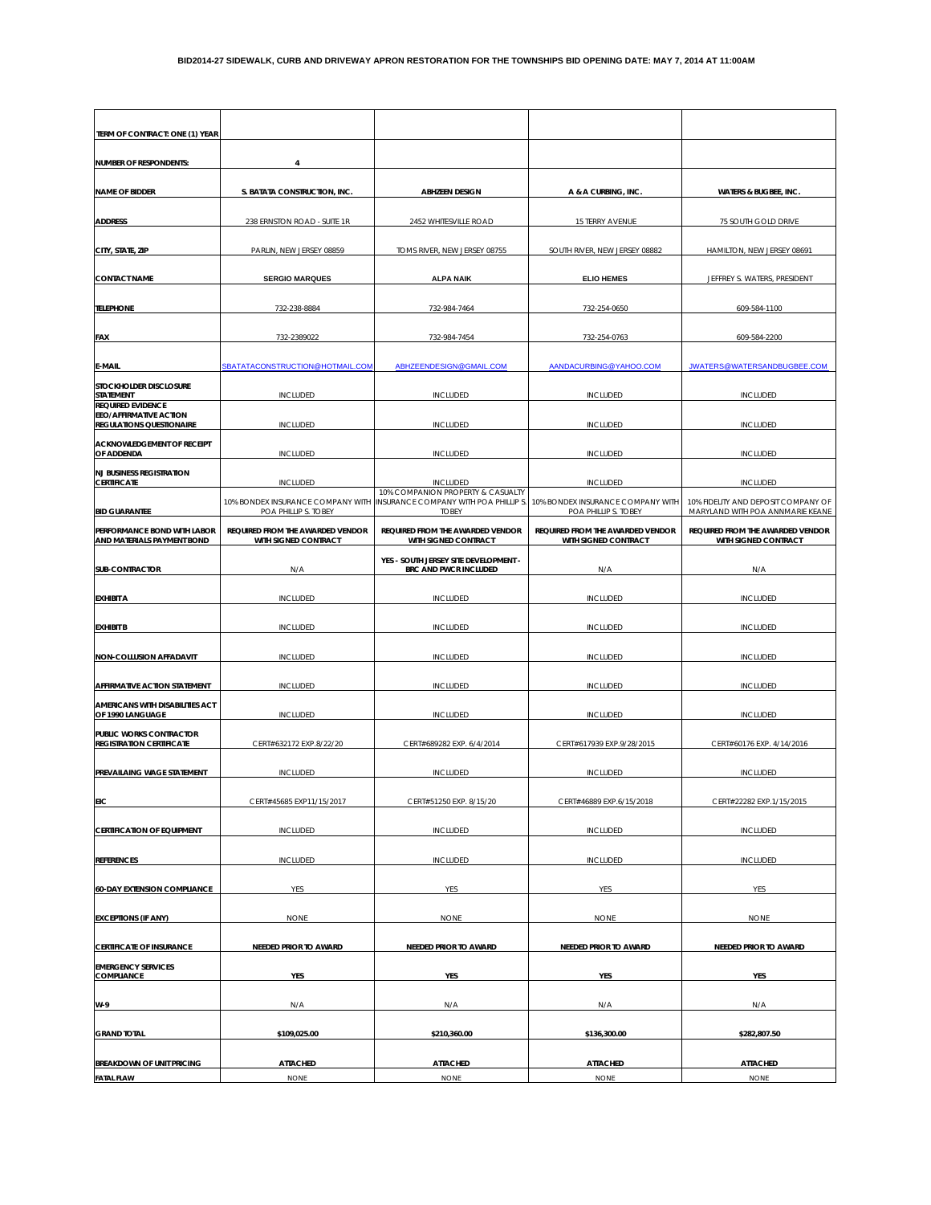# BID2014-27 SIDEWALK, CURB AND DRIVEWAY APRON RESTORATION FOR THE TOWNSHIPS BID OPENING DATE: MAY 7, 2014 AT 11:00AM

| | | | | |
|---|---|---|---|---|
| **TERM OF CONTRACT: ONE (1) YEAR** | | | | |
| **NUMBER OF RESPONDENTS:** | **4** | | | |
| **NAME OF BIDDER** | **S. BATATA CONSTRUCTION, INC.** | **ABHZEEN DESIGN** | **A & A CURBING, INC.** | **WATERS & BUGBEE, INC.** |
| **ADDRESS** | 238 ERNSTON ROAD - SUITE 1R | 2452 WHITESVILLE ROAD | 15 TERRY AVENUE | 75 SOUTH GOLD DRIVE |
| **CITY, STATE, ZIP** | PARLIN, NEW JERSEY 08859 | TOMS RIVER, NEW JERSEY 08755 | SOUTH RIVER, NEW JERSEY 08882 | HAMILTON, NEW JERSEY 08691 |
| **CONTACT NAME** | **SERGIO MARQUES** | **ALPA NAIK** | **ELIO HEMES** | JEFFREY S. WATERS, PRESIDENT |
| **TELEPHONE** | 732-238-8884 | 732-984-7464 | 732-254-0650 | 609-584-1100 |
| **FAX** | 732-2389022 | 732-984-7454 | 732-254-0763 | 609-584-2200 |
| **E-MAIL** | SBATATACONSTRUCTION@HOTMAIL.COM | ABHZEENDESIGN@GMAIL.COM | AANDACURBING@YAHOO.COM | JWATERS@WATERSANDBUGBEE.COM |
| **STOCKHOLDER DISCLOSURE STATEMENT** | INCLUDED | INCLUDED | INCLUDED | INCLUDED |
| **REQUIRED EVIDENCE EEO/AFFIRMATIVE ACTION REGULATIONS QUESTIONAIRE** | INCLUDED | INCLUDED | INCLUDED | INCLUDED |
| **ACKNOWLEDGEMENT OF RECEIPT OF ADDENDA** | INCLUDED | INCLUDED | INCLUDED | INCLUDED |
| **NJ BUSINESS REGISTRATION CERTIFICATE** | INCLUDED | INCLUDED | INCLUDED | INCLUDED |
| **BID GUARANTEE** | 10% BONDEX INSURANCE COMPANY WITH POA PHILLIP S. TOBEY | 10% COMPANION PROPERTY & CASUALTY INSURANCE COMPANY WITH POA PHILLIP S. TOBEY | 10% BONDEX INSURANCE COMPANY WITH POA PHILLIP S. TOBEY | 10% FIDELITY AND DEPOSIT COMPANY OF MARYLAND WITH POA ANNMARIE KEANE |
| **PERFORMANCE BOND WITH LABOR AND MATERIALS PAYMENT BOND** | **REQUIRED FROM THE AWARDED VENDOR WITH SIGNED CONTRACT** | **REQUIRED FROM THE AWARDED VENDOR WITH SIGNED CONTRACT** | **REQUIRED FROM THE AWARDED VENDOR WITH SIGNED CONTRACT** | **REQUIRED FROM THE AWARDED VENDOR WITH SIGNED CONTRACT** |
| **SUB-CONTRACTOR** | N/A | **YES - SOUTH JERSEY SITE DEVELOPMENT - BRC AND PWCR INCLUDED** | N/A | N/A |
| **EXHIBIT A** | INCLUDED | INCLUDED | INCLUDED | INCLUDED |
| **EXHIBIT B** | INCLUDED | INCLUDED | INCLUDED | INCLUDED |
| **NON-COLLUSION AFFADAVIT** | INCLUDED | INCLUDED | INCLUDED | INCLUDED |
| **AFFIRMATIVE ACTION STATEMENT** | INCLUDED | INCLUDED | INCLUDED | INCLUDED |
| **AMERICANS WITH DISABILITIES ACT OF 1990 LANGUAGE** | INCLUDED | INCLUDED | INCLUDED | INCLUDED |
| **PUBLIC WORKS CONTRACTOR REGISTRATION CERTIFICATE** | CERT#632172 EXP.8/22/20 | CERT#689282 EXP. 6/4/2014 | CERT#617939 EXP.9/28/2015 | CERT#60176 EXP. 4/14/2016 |
| **PREVAILAING WAGE STATEMENT** | INCLUDED | INCLUDED | INCLUDED | INCLUDED |
| **EIC** | CERT#45685 EXP11/15/2017 | CERT#51250 EXP. 8/15/20 | CERT#46889 EXP.6/15/2018 | CERT#22282 EXP.1/15/2015 |
| **CERTIFICATION OF EQUIPMENT** | INCLUDED | INCLUDED | INCLUDED | INCLUDED |
| **REFERENCES** | INCLUDED | INCLUDED | INCLUDED | INCLUDED |
| **60-DAY EXTENSION COMPLIANCE** | YES | YES | YES | YES |
| **EXCEPTIONS (IF ANY)** | NONE | NONE | NONE | NONE |
| **CERTIFICATE OF INSURANCE** | **NEEDED PRIOR TO AWARD** | **NEEDED PRIOR TO AWARD** | **NEEDED PRIOR TO AWARD** | **NEEDED PRIOR TO AWARD** |
| **EMERGENCY SERVICES COMPLIANCE** | **YES** | **YES** | **YES** | **YES** |
| **W-9** | N/A | N/A | N/A | N/A |
| **GRAND TOTAL** | **$109,025.00** | **$210,360.00** | **$136,300.00** | **$282,807.50** |
| **BREAKDOWN OF UNIT PRICING** | **ATTACHED** | **ATTACHED** | **ATTACHED** | **ATTACHED** |
| **FATAL FLAW** | NONE | NONE | NONE | NONE |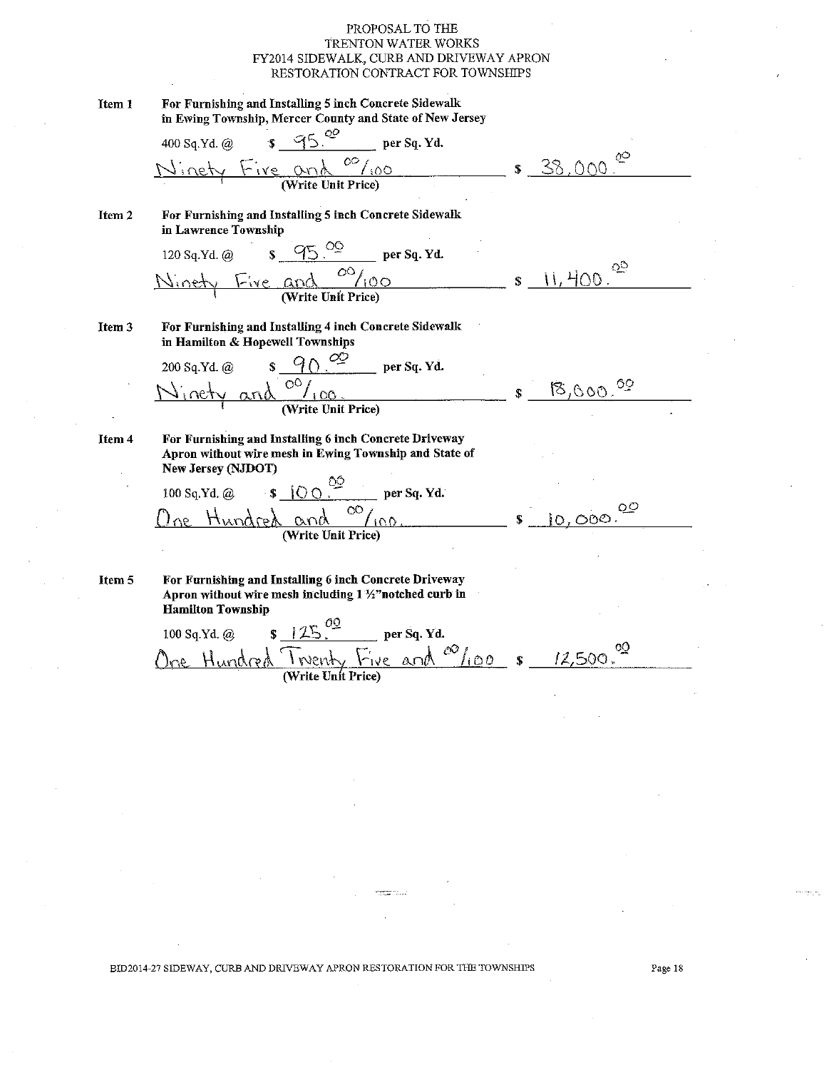PROPOSAL TO THE
TRENTON WATER WORKS
FY2014 SIDEWALK, CURB AND DRIVEWAY APRON
RESTORATION CONTRACT FOR TOWNSHIPS

**Item 1** **For Furnishing and Installing 5 inch Concrete Sidewalk in Ewing Township, Mercer County and State of New Jersey**

400 Sq.Yd. @ $ 95.00 per Sq. Yd.

Ninety Five and 00/100 $ 38,000.00
(Write Unit Price)

**Item 2** **For Furnishing and Installing 5 inch Concrete Sidewalk in Lawrence Township**

120 Sq.Yd. @ $ 95.00 per Sq. Yd.

Ninety Five and 00/100 $ 11,400.00
(Write Unit Price)

**Item 3** **For Furnishing and Installing 4 inch Concrete Sidewalk in Hamilton & Hopewell Townships**

200 Sq.Yd. @ $ 90.00 per Sq. Yd.

Ninety and 00/100. $ 18,000.00
(Write Unit Price)

**Item 4** **For Furnishing and Installing 6 inch Concrete Driveway Apron without wire mesh in Ewing Township and State of New Jersey (NJDOT)**

100 Sq.Yd. @ $ 100.00 per Sq. Yd.

One Hundred and 00/100. $ 10,000.00
(Write Unit Price)

**Item 5** **For Furnishing and Installing 6 inch Concrete Driveway Apron without wire mesh including 1 ½"notched curb in Hamilton Township**

100 Sq.Yd. @ $ 125.00 per Sq. Yd.

One Hundred Twenty Five and 00/100 $ 12,500.00
(Write Unit Price)

BID2014-27 SIDEWAY, CURB AND DRIVEWAY APRON RESTORATION FOR THE TOWNSHIPS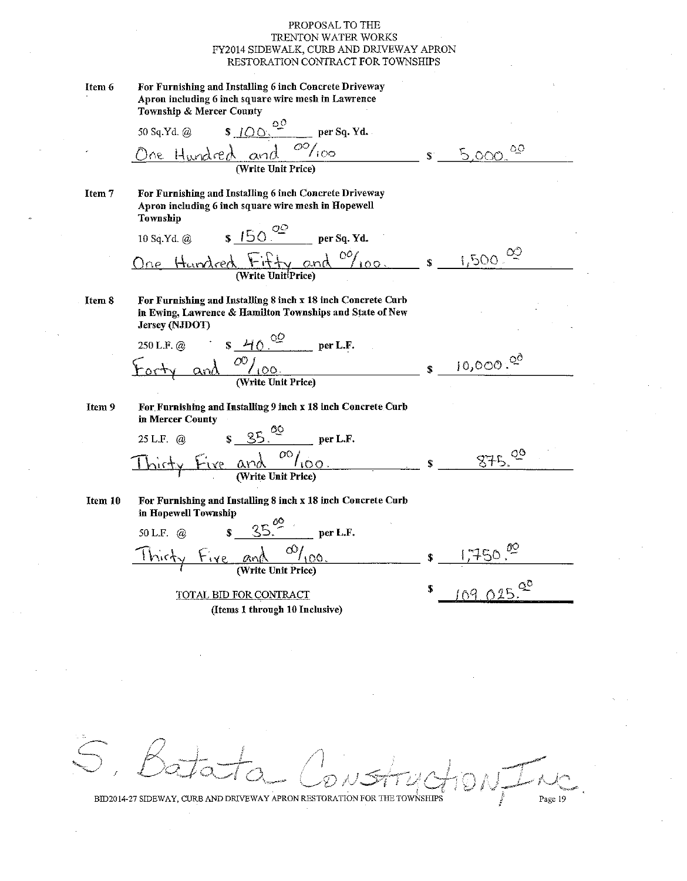PROPOSAL TO THE
TRENTON WATER WORKS
FY2014 SIDEWALK, CURB AND DRIVEWAY APRON
RESTORATION CONTRACT FOR TOWNSHIPS

**Item 6** **For Furnishing and Installing 6 inch Concrete Driveway Apron including 6 inch square wire mesh in Lawrence Township & Mercer County**

50 Sq.Yd. @ $ 100.00 **per Sq. Yd.**

One Hundred and 00/100 $ 5,000.00
**(Write Unit Price)**

**Item 7** **For Furnishing and Installing 6 inch Concrete Driveway Apron including 6 inch square wire mesh in Hopewell Township**

10 Sq.Yd. @ $ 150.00 **per Sq. Yd.**

One Hundred Fifty and 00/100. $ 1,500.00
**(Write Unit Price)**

**Item 8** **For Furnishing and Installing 8 inch x 18 inch Concrete Curb in Ewing, Lawrence & Hamilton Townships and State of New Jersey (NJDOT)**

250 L.F. @ $ 40.00 **per L.F.**

Forty and 00/100. $ 10,000.00
**(Write Unit Price)**

**Item 9** **For Furnishing and Installing 9 inch x 18 inch Concrete Curb in Mercer County**

25 L.F. @ $ 35.00 **per L.F.**

Thirty Five and 00/100. $ 875.00
**(Write Unit Price)**

**Item 10** **For Furnishing and Installing 8 inch x 18 inch Concrete Curb in Hopewell Township**

50 L.F. @ $ 35.00 **per L.F.**

Thirty Five and 00/100. $ 1,750.00
**(Write Unit Price)**

TOTAL BID FOR CONTRACT $ 109,025.00
**(Items 1 through 10 Inclusive)**

S. Batata Construction Inc.

BID2014-27 SIDEWAY, CURB AND DRIVEWAY APRON RESTORATION FOR THE TOWNSHIPS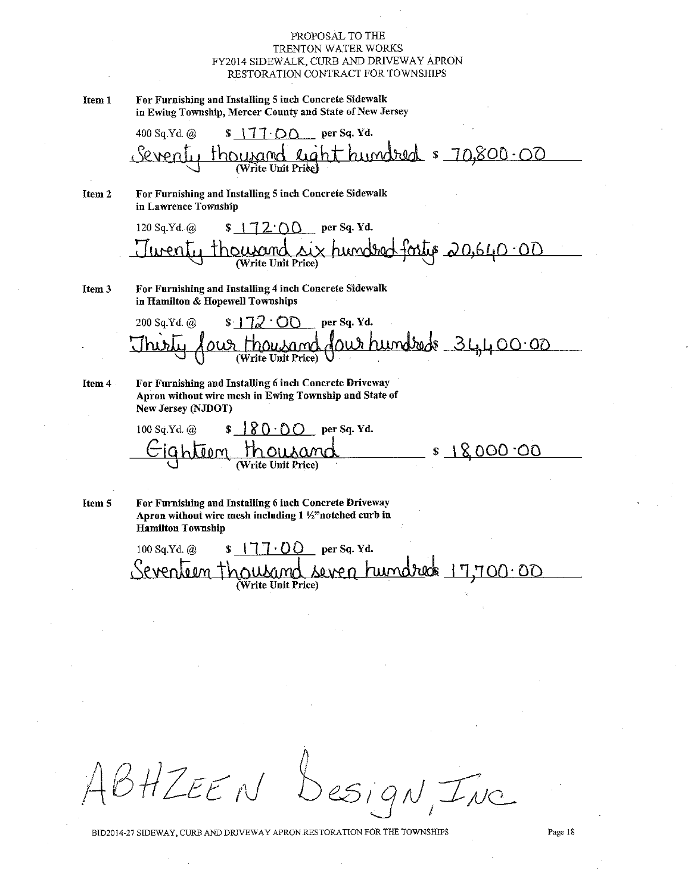PROPOSAL TO THE
TRENTON WATER WORKS
FY2014 SIDEWALK, CURB AND DRIVEWAY APRON
RESTORATION CONTRACT FOR TOWNSHIPS

**Item 1** — **For Furnishing and Installing 5 inch Concrete Sidewalk in Ewing Township, Mercer County and State of New Jersey**

400 Sq.Yd. @ $ 177.00 per Sq. Yd.

Seventy thousand eight hundred $ 70,800.00
(Write Unit Price)

**Item 2** — **For Furnishing and Installing 5 inch Concrete Sidewalk in Lawrence Township**

120 Sq.Yd. @ $ 172.00 per Sq. Yd.

Twenty thousand six hundred forty $ 20,640.00
(Write Unit Price)

**Item 3** — **For Furnishing and Installing 4 inch Concrete Sidewalk in Hamilton & Hopewell Townships**

200 Sq.Yd. @ $ 172.00 per Sq. Yd.

Thirty four thousand four hundreds $ 34,400.00
(Write Unit Price)

**Item 4** — **For Furnishing and Installing 6 inch Concrete Driveway Apron without wire mesh in Ewing Township and State of New Jersey (NJDOT)**

100 Sq.Yd. @ $ 180.00 per Sq. Yd.

Eighteen thousand $ 18,000.00
(Write Unit Price)

**Item 5** — **For Furnishing and Installing 6 inch Concrete Driveway Apron without wire mesh including 1 ½" notched curb in Hamilton Township**

100 Sq.Yd. @ $ 177.00 per Sq. Yd.

Seventeen thousand seven hundreds $ 17,700.00
(Write Unit Price)

ABHZEEN Design, Inc

BID2014-27 SIDEWAY, CURB AND DRIVEWAY APRON RESTORATION FOR THE TOWNSHIPS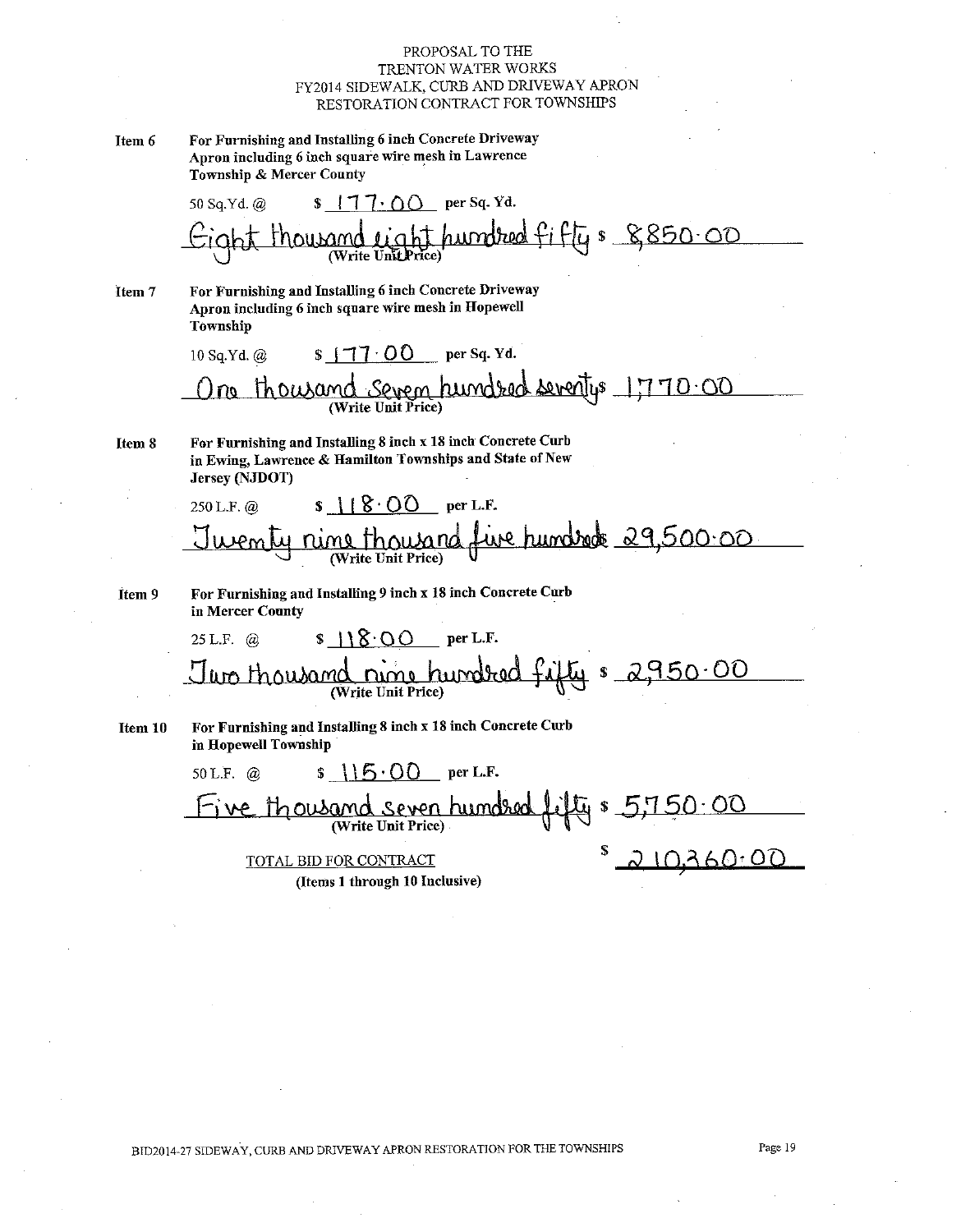PROPOSAL TO THE
TRENTON WATER WORKS
FY2014 SIDEWALK, CURB AND DRIVEWAY APRON
RESTORATION CONTRACT FOR TOWNSHIPS

**Item 6** **For Furnishing and Installing 6 inch Concrete Driveway Apron including 6 inch square wire mesh in Lawrence Township & Mercer County**

50 Sq.Yd. @ $ 177.00 per Sq. Yd.

Eight thousand eight hundred fifty $ 8,850.00
(Write Unit Price)

**Item 7** **For Furnishing and Installing 6 inch Concrete Driveway Apron including 6 inch square wire mesh in Hopewell Township**

10 Sq.Yd. @ $ 177.00 per Sq. Yd.

One thousand seven hundred seventy $ 1,770.00
(Write Unit Price)

**Item 8** **For Furnishing and Installing 8 inch x 18 inch Concrete Curb in Ewing, Lawrence & Hamilton Townships and State of New Jersey (NJDOT)**

250 L.F. @ $ 118.00 per L.F.

Twenty nine thousand five hundreds 29,500.00
(Write Unit Price)

**Item 9** **For Furnishing and Installing 9 inch x 18 inch Concrete Curb in Mercer County**

25 L.F. @ $ 118.00 per L.F.

Two thousand nine hundred fifty $ 2,950.00
(Write Unit Price)

**Item 10** **For Furnishing and Installing 8 inch x 18 inch Concrete Curb in Hopewell Township**

50 L.F. @ $ 115.00 per L.F.

Five thousand seven hundred fifty $ 5,750.00
(Write Unit Price)

TOTAL BID FOR CONTRACT $ 210,360.00
**(Items 1 through 10 Inclusive)**

BID2014-27 SIDEWAY, CURB AND DRIVEWAY APRON RESTORATION FOR THE TOWNSHIPS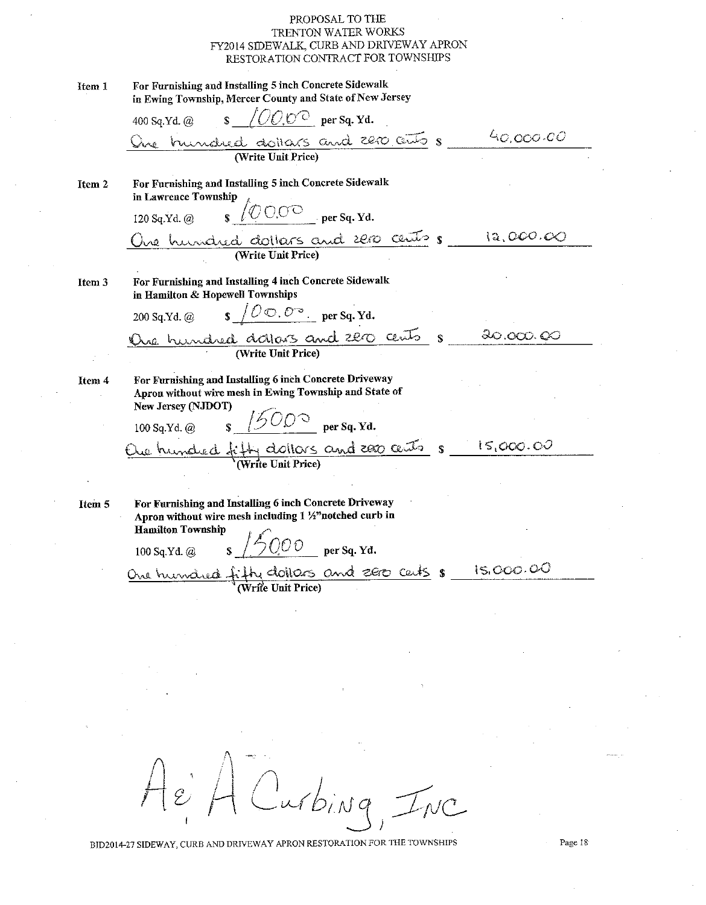PROPOSAL TO THE
TRENTON WATER WORKS
FY2014 SIDEWALK, CURB AND DRIVEWAY APRON
RESTORATION CONTRACT FOR TOWNSHIPS

**Item 1** For Furnishing and Installing 5 inch Concrete Sidewalk in Ewing Township, Mercer County and State of New Jersey

400 Sq.Yd. @ $ 100.00 per Sq. Yd.

One hundred dollars and zero cents $ 40,000.00
(Write Unit Price)

**Item 2** For Furnishing and Installing 5 inch Concrete Sidewalk in Lawrence Township

120 Sq.Yd. @ $ 100.00 per Sq. Yd.

One hundred dollars and zero cents $ 12,000.00
(Write Unit Price)

**Item 3** For Furnishing and Installing 4 inch Concrete Sidewalk in Hamilton & Hopewell Townships

200 Sq.Yd. @ $ 100.00 per Sq. Yd.

One hundred dollars and zero cents $ 20,000.00
(Write Unit Price)

**Item 4** For Furnishing and Installing 6 inch Concrete Driveway Apron without wire mesh in Ewing Township and State of New Jersey (NJDOT)

100 Sq.Yd. @ $ 150.00 per Sq. Yd.

One hundred fifty dollars and zero cents $ 15,000.00
(Write Unit Price)

**Item 5** For Furnishing and Installing 6 inch Concrete Driveway Apron without wire mesh including 1 ½" notched curb in Hamilton Township

100 Sq.Yd. @ $ 150.00 per Sq. Yd.

One hundred fifty dollars and zero cents $ 15,000.00
(Write Unit Price)

A & A Curbing, Inc

BID2014-27 SIDEWAY, CURB AND DRIVEWAY APRON RESTORATION FOR THE TOWNSHIPS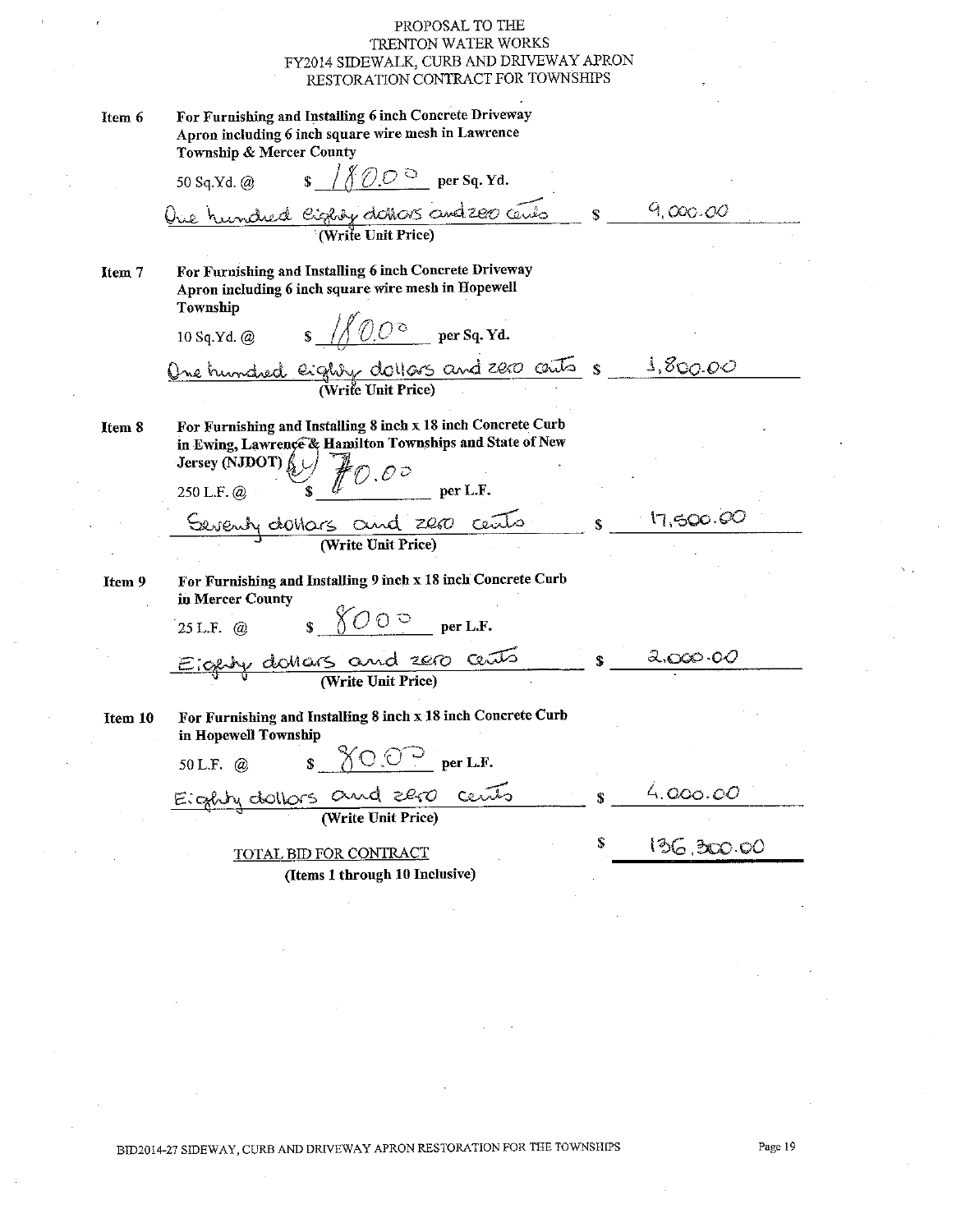PROPOSAL TO THE
TRENTON WATER WORKS
FY2014 SIDEWALK, CURB AND DRIVEWAY APRON
RESTORATION CONTRACT FOR TOWNSHIPS

**Item 6** **For Furnishing and Installing 6 inch Concrete Driveway Apron including 6 inch square wire mesh in Lawrence Township & Mercer County**

50 Sq.Yd. @ $ 180.00 per Sq. Yd.

One hundred eighty dollars and zero cents $ 9,000.00
(Write Unit Price)

**Item 7** **For Furnishing and Installing 6 inch Concrete Driveway Apron including 6 inch square wire mesh in Hopewell Township**

10 Sq.Yd. @ $ 180.00 per Sq. Yd.

One hundred eighty dollars and zero cents $ 1,800.00
(Write Unit Price)

**Item 8** **For Furnishing and Installing 8 inch x 18 inch Concrete Curb in Ewing, Lawrence & Hamilton Townships and State of New Jersey (NJDOT)**

250 L.F. @ $ 70.00 per L.F.

Seventy dollars and zero cents $ 17,500.00
(Write Unit Price)

**Item 9** **For Furnishing and Installing 9 inch x 18 inch Concrete Curb in Mercer County**

25 L.F. @ $ 80.00 per L.F.

Eighty dollars and zero cents $ 2,000.00
(Write Unit Price)

**Item 10** **For Furnishing and Installing 8 inch x 18 inch Concrete Curb in Hopewell Township**

50 L.F. @ $ 80.00 per L.F.

Eighty dollars and zero cents $ 4,000.00
(Write Unit Price)

TOTAL BID FOR CONTRACT $ 136,300.00
**(Items 1 through 10 Inclusive)**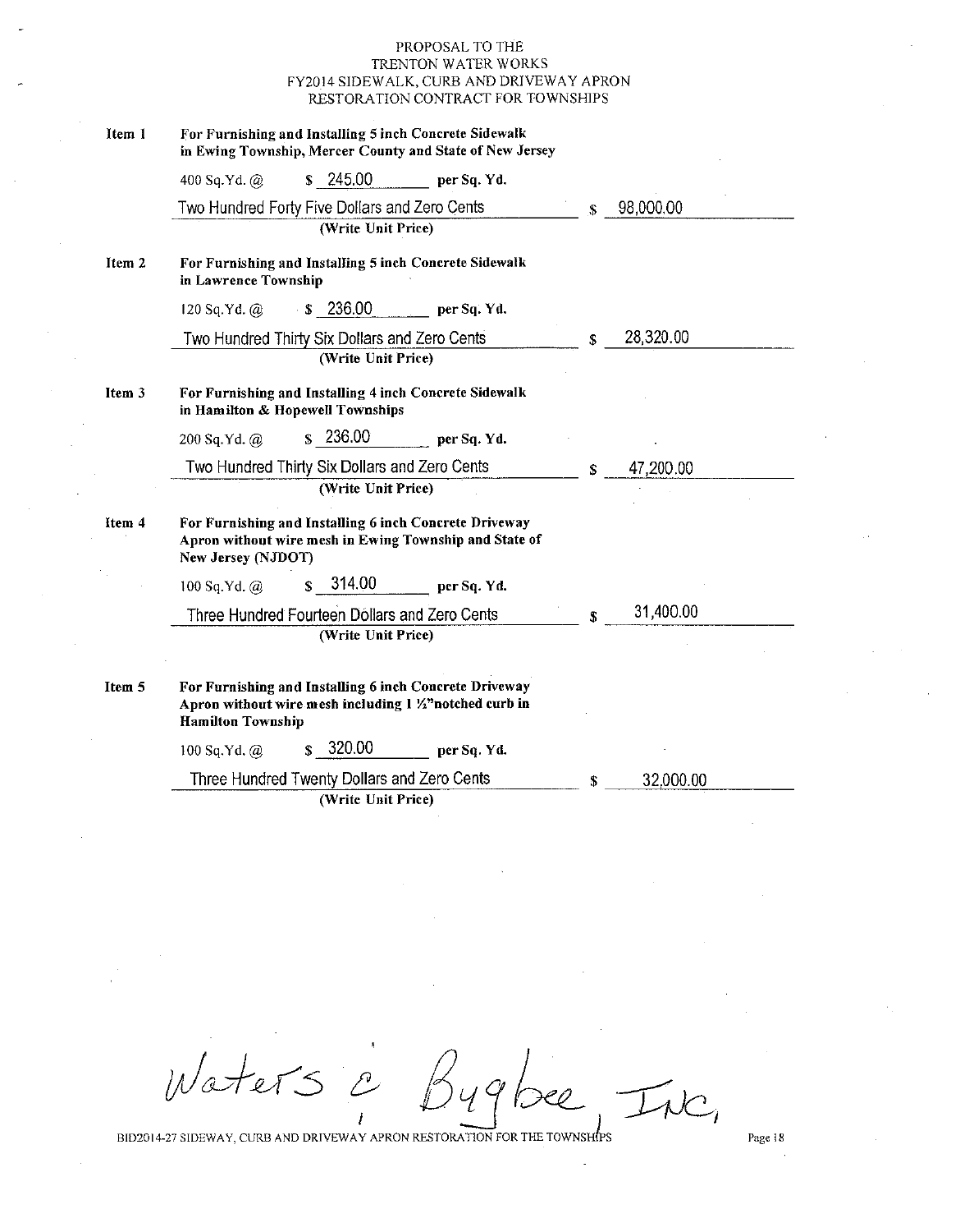PROPOSAL TO THE
TRENTON WATER WORKS
FY2014 SIDEWALK, CURB AND DRIVEWAY APRON
RESTORATION CONTRACT FOR TOWNSHIPS

**Item 1** **For Furnishing and Installing 5 inch Concrete Sidewalk in Ewing Township, Mercer County and State of New Jersey**

400 Sq.Yd. @ $ 245.00 per Sq. Yd.

Two Hundred Forty Five Dollars and Zero Cents $ 98,000.00
**(Write Unit Price)**

**Item 2** **For Furnishing and Installing 5 inch Concrete Sidewalk in Lawrence Township**

120 Sq.Yd. @ $ 236.00 per Sq. Yd.

Two Hundred Thirty Six Dollars and Zero Cents $ 28,320.00
**(Write Unit Price)**

**Item 3** **For Furnishing and Installing 4 inch Concrete Sidewalk in Hamilton & Hopewell Townships**

200 Sq.Yd. @ $ 236.00 per Sq. Yd.

Two Hundred Thirty Six Dollars and Zero Cents $ 47,200.00
**(Write Unit Price)**

**Item 4** **For Furnishing and Installing 6 inch Concrete Driveway Apron without wire mesh in Ewing Township and State of New Jersey (NJDOT)**

100 Sq.Yd. @ $ 314.00 per Sq. Yd.

Three Hundred Fourteen Dollars and Zero Cents $ 31,400.00
**(Write Unit Price)**

**Item 5** **For Furnishing and Installing 6 inch Concrete Driveway Apron without wire mesh including 1 ½"notched curb in Hamilton Township**

100 Sq.Yd. @ $ 320.00 per Sq. Yd.

Three Hundred Twenty Dollars and Zero Cents $ 32,000.00
**(Write Unit Price)**

Waters & Bugbee, Inc.

BID2014-27 SIDEWAY, CURB AND DRIVEWAY APRON RESTORATION FOR THE TOWNSHIPS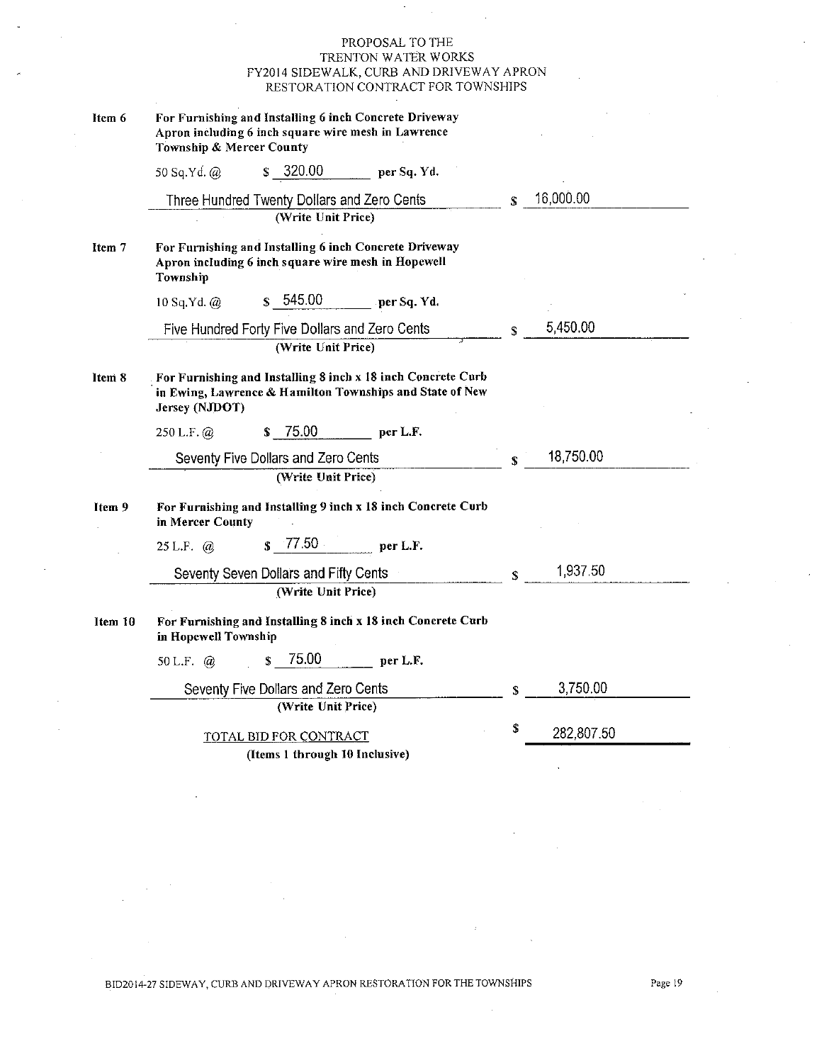PROPOSAL TO THE
TRENTON WATER WORKS
FY2014 SIDEWALK, CURB AND DRIVEWAY APRON
RESTORATION CONTRACT FOR TOWNSHIPS

**Item 6** **For Furnishing and Installing 6 inch Concrete Driveway Apron including 6 inch square wire mesh in Lawrence Township & Mercer County**

50 Sq.Yd. @ $ 320.00 **per Sq. Yd.**

Three Hundred Twenty Dollars and Zero Cents $ 16,000.00
**(Write Unit Price)**

**Item 7** **For Furnishing and Installing 6 inch Concrete Driveway Apron including 6 inch square wire mesh in Hopewell Township**

10 Sq.Yd. @ $ 545.00 **per Sq. Yd.**

Five Hundred Forty Five Dollars and Zero Cents $ 5,450.00
**(Write Unit Price)**

**Item 8** **For Furnishing and Installing 8 inch x 18 inch Concrete Curb in Ewing, Lawrence & Hamilton Townships and State of New Jersey (NJDOT)**

250 L.F. @ $ 75.00 **per L.F.**

Seventy Five Dollars and Zero Cents $ 18,750.00
**(Write Unit Price)**

**Item 9** **For Furnishing and Installing 9 inch x 18 inch Concrete Curb in Mercer County**

25 L.F. @ $ 77.50 **per L.F.**

Seventy Seven Dollars and Fifty Cents $ 1,937.50
**(Write Unit Price)**

**Item 10** **For Furnishing and Installing 8 inch x 18 inch Concrete Curb in Hopewell Township**

50 L.F. @ $ 75.00 **per L.F.**

Seventy Five Dollars and Zero Cents $ 3,750.00
**(Write Unit Price)**

TOTAL BID FOR CONTRACT $ 282,807.50
**(Items 1 through 10 Inclusive)**

BID2014-27 SIDEWAY, CURB AND DRIVEWAY APRON RESTORATION FOR THE TOWNSHIPS